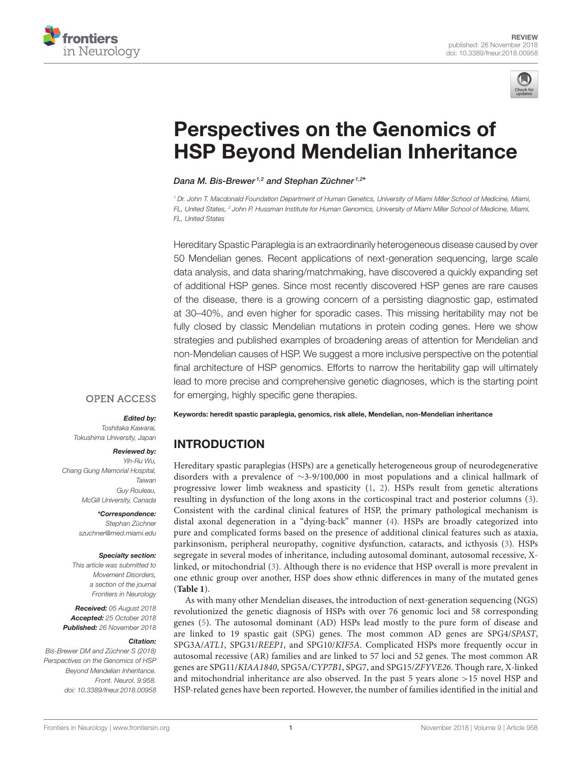REVIEW
published: 26 November 2018
doi: 10.3389/fneur.2018.00958

# Perspectives on the Genomics of HSP Beyond Mendelian Inheritance

*Dana M. Bis-Brewer*[1,2] *and Stephan Züchner*[1,2]*

[1] Dr. John T. Macdonald Foundation Department of Human Genetics, University of Miami Miller School of Medicine, Miami, FL, United States, [2] John P. Hussman Institute for Human Genomics, University of Miami Miller School of Medicine, Miami, FL, United States

Hereditary Spastic Paraplegia is an extraordinarily heterogeneous disease caused by over 50 Mendelian genes. Recent applications of next-generation sequencing, large scale data analysis, and data sharing/matchmaking, have discovered a quickly expanding set of additional HSP genes. Since most recently discovered HSP genes are rare causes of the disease, there is a growing concern of a persisting diagnostic gap, estimated at 30–40%, and even higher for sporadic cases. This missing heritability may not be fully closed by classic Mendelian mutations in protein coding genes. Here we show strategies and published examples of broadening areas of attention for Mendelian and non-Mendelian causes of HSP. We suggest a more inclusive perspective on the potential final architecture of HSP genomics. Efforts to narrow the heritability gap will ultimately lead to more precise and comprehensive genetic diagnoses, which is the starting point for emerging, highly specific gene therapies.

**Keywords: heredit spastic paraplegia, genomics, risk allele, Mendelian, non-Mendelian inheritance**

OPEN ACCESS

***Edited by:***
*Toshitaka Kawarai, Tokushima University, Japan*

***Reviewed by:***
*Yih-Ru Wu, Chang Gung Memorial Hospital, Taiwan*
*Guy Rouleau, McGill University, Canada*

***\*Correspondence:***
*Stephan Züchner*
*szuchner@med.miami.edu*

***Specialty section:***
*This article was submitted to Movement Disorders, a section of the journal Frontiers in Neurology*

***Received:*** *05 August 2018*
***Accepted:*** *25 October 2018*
***Published:*** *26 November 2018*

***Citation:***
*Bis-Brewer DM and Züchner S (2018) Perspectives on the Genomics of HSP Beyond Mendelian Inheritance. Front. Neurol. 9:958. doi: 10.3389/fneur.2018.00958*

## INTRODUCTION

Hereditary spastic paraplegias (HSPs) are a genetically heterogeneous group of neurodegenerative disorders with a prevalence of ~3-9/100,000 in most populations and a clinical hallmark of progressive lower limb weakness and spasticity (1, 2). HSPs result from genetic alterations resulting in dysfunction of the long axons in the corticospinal tract and posterior columns (3). Consistent with the cardinal clinical features of HSP, the primary pathological mechanism is distal axonal degeneration in a "dying-back" manner (4). HSPs are broadly categorized into pure and complicated forms based on the presence of additional clinical features such as ataxia, parkinsonism, peripheral neuropathy, cognitive dysfunction, cataracts, and icthyosis (3). HSPs segregate in several modes of inheritance, including autosomal dominant, autosomal recessive, X-linked, or mitochondrial (3). Although there is no evidence that HSP overall is more prevalent in one ethnic group over another, HSP does show ethnic differences in many of the mutated genes (**Table 1**).

As with many other Mendelian diseases, the introduction of next-generation sequencing (NGS) revolutionized the genetic diagnosis of HSPs with over 76 genomic loci and 58 corresponding genes (5). The autosomal dominant (AD) HSPs lead mostly to the pure form of disease and are linked to 19 spastic gait (SPG) genes. The most common AD genes are SPG4/*SPAST*, SPG3A/*ATL1*, SPG31/*REEP1*, and SPG10/*KIF5A*. Complicated HSPs more frequently occur in autosomal recessive (AR) families and are linked to 57 loci and 52 genes. The most common AR genes are SPG11/*KIAA1840*, SPG5A/*CYP7B1*, SPG7, and SPG15/*ZFYVE26*. Though rare, X-linked and mitochondrial inheritance are also observed. In the past 5 years alone >15 novel HSP and HSP-related genes have been reported. However, the number of families identified in the initial and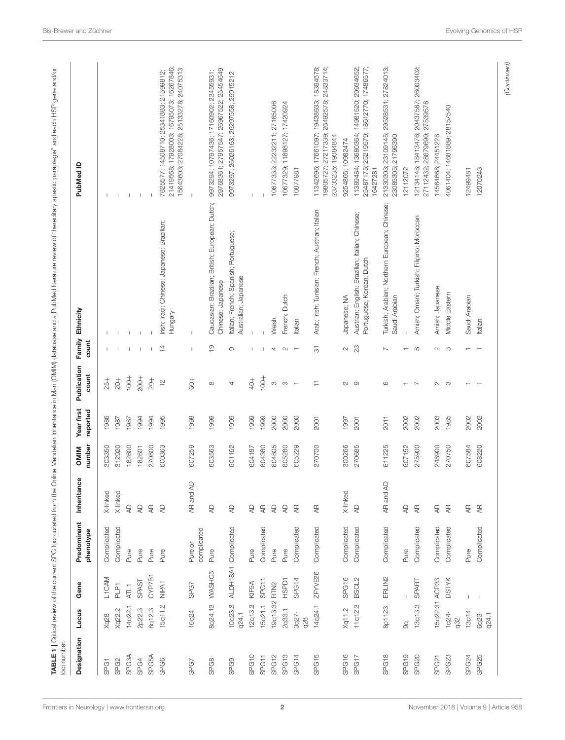**TABLE 1** | Critical review of the current SPG loci curated from the Online Mendelian Inheritance in Man (OMIM) database and a PubMed literature review of "hereditary spastic paraplegia" and each HSP gene and/or loci number.

| Designation | Locus | Gene | Predominant phenotype | Inheritance | OMIM number | Year first reported | Publication count | Family count | Ethnicity | PubMed ID |
|---|---|---|---|---|---|---|---|---|---|---|
| SPG1 | Xq28 | L1CAM | Complicated | X-linked | 303350 | 1986 | 25+ | – | – | – |
| SPG2 | Xq22.2 | PLP1 | Complicated | X-linked | 312920 | 1987 | 20+ | – | – | – |
| SPG3A | 14q22.1 | ATL1 | Pure | AD | 182600 | 1987 | 100+ | – | – | – |
| SPG4 | 2p22.3 | SPAST | Pure | AD | 182601 | 1994 | 200+ | – | – | – |
| SPG5A | 8q12.3 | CYP7B1 | Pure | AR | 270800 | 1994 | 20+ | – | – | – |
| SPG6 | 15q11.2 | NIPA1 | Pure | AD | 600363 | 1995 | 12 | 14 | Irish; Iraqi; Chinese; Japanese; Brazilian; Hungary | 7825577; 14508710; 25341883; 21599812; 21419568; 17928003; 16795073; 16267846; 15643603; 27084228; 25133278; 24075313 |
| SPG7 | 16q24 | SPG7 | Pure or complicated | AR and AD | 607259 | 1998 | 60+ | – | – | – |
| SPG8 | 8q24.13 | WASHC5 | Pure | AD | 603563 | 1999 | 8 | 19 | Caucasian; Brazilian; British; European; Dutch; Chinese; Japanese | 9973294; 10797436; 17160902; 23455931; 29768361; 27957547; 26967522; 25454649 |
| SPG9 | 10q23.3-q24.1 | ALDH18A1 | Complicated | AD | 601162 | 1999 | 4 | 9 | Italian; French; Spanish; Portuguese; Australian; Japanese | 9973297; 26026163; 26297558; 29915212 |
| SPG10 | 12q13.3 | KIF5A | Pure | AD | 604187 | 1999 | 40+ | – | – | – |
| SPG11 | 15q21.1 | SPG11 | Complicated | AR | 604360 | 1999 | 100+ | – | – | – |
| SPG12 | 19q13.32 | RTN2 | Pure | AD | 604805 | 2000 | 3 | 4 | Welsh | 10677333; 22232211; 27165006 |
| SPG13 | 2q33.1 | HSPD1 | Pure | AD | 605280 | 2000 | 3 | 2 | French; Dutch | 10677329; 11898127; 17420924 |
| SPG14 | 3q27-q28 | SPG14 | Complicated | AR | 605229 | 2000 | 1 | 1 | Italian | 10877981 |
| SPG15 | 14q24.1 | ZFYVE26 | Complicated | AR | 270700 | 2001 | 11 | 31 | Arab; Irish; Tunisian; French; Austrian; Italian | 11342696; 17661097; 19438933; 18394578; 19805727; 27217339; 26492578; 24833714; 23733235; 19084844 |
| SPG16 | Xq11.2 | SPG16 | Complicated | X-linked | 300266 | 1997 | 2 | 2 | Japanese; NA | 9254866; 10982474 |
| SPG17 | 11q12.3 | BSCL2 | Complicated | AD | 270685 | 2001 | 9 | 23 | Austrian; English; Brazilian; Italian; Chinese; Portuguese; Korean; Dutch | 11389484; 13680364; 14981520; 29934652; 25487175; 25219579; 18612770; 17486577; 16427281 |
| SPG18 | 8p1123 | ERLIN2 | Complicated | AR and AD | 611225 | 2011 | 6 | 7 | Turkish; Arabian; Northern European; Chinese; Saudi Arabian | 21330303; 23109145; 29528531; 27824013; 23085305; 21796390 |
| SPG19 | 9q | – | Pure | AD | 607152 | 2002 | 1 | 1 | – | 12112072 |
| SPG20 | 13q13.3 | SPART | Complicated | AR | 275900 | 2002 | 7 | 8 | Amish; Omani; Turkish; Filipino; Moroccan | 12134148; 18413476; 20437587; 26003402; 27112432; 28679690; 27539578 |
| SPG21 | 15q22.31 | ACP33 | Complicated | AR | 248900 | 2003 | 2 | 2 | Amish; Japanese | 14564668; 24451228 |
| SPG23 | 1q24-q32 | DSTYK | Complicated | AR | 270750 | 1985 | 3 | 3 | Middle Eastern | 4061404; 14681889; 28157540 |
| SPG24 | 13q14 | – | Pure | AR | 607584 | 2002 | 1 | 1 | Saudi Arabian | 12499481 |
| SPG25 | 6q23-q24.1 | – | Complicated | AR | 608220 | 2002 | 1 | 1 | Italian | 12070243 |

*(Continued)*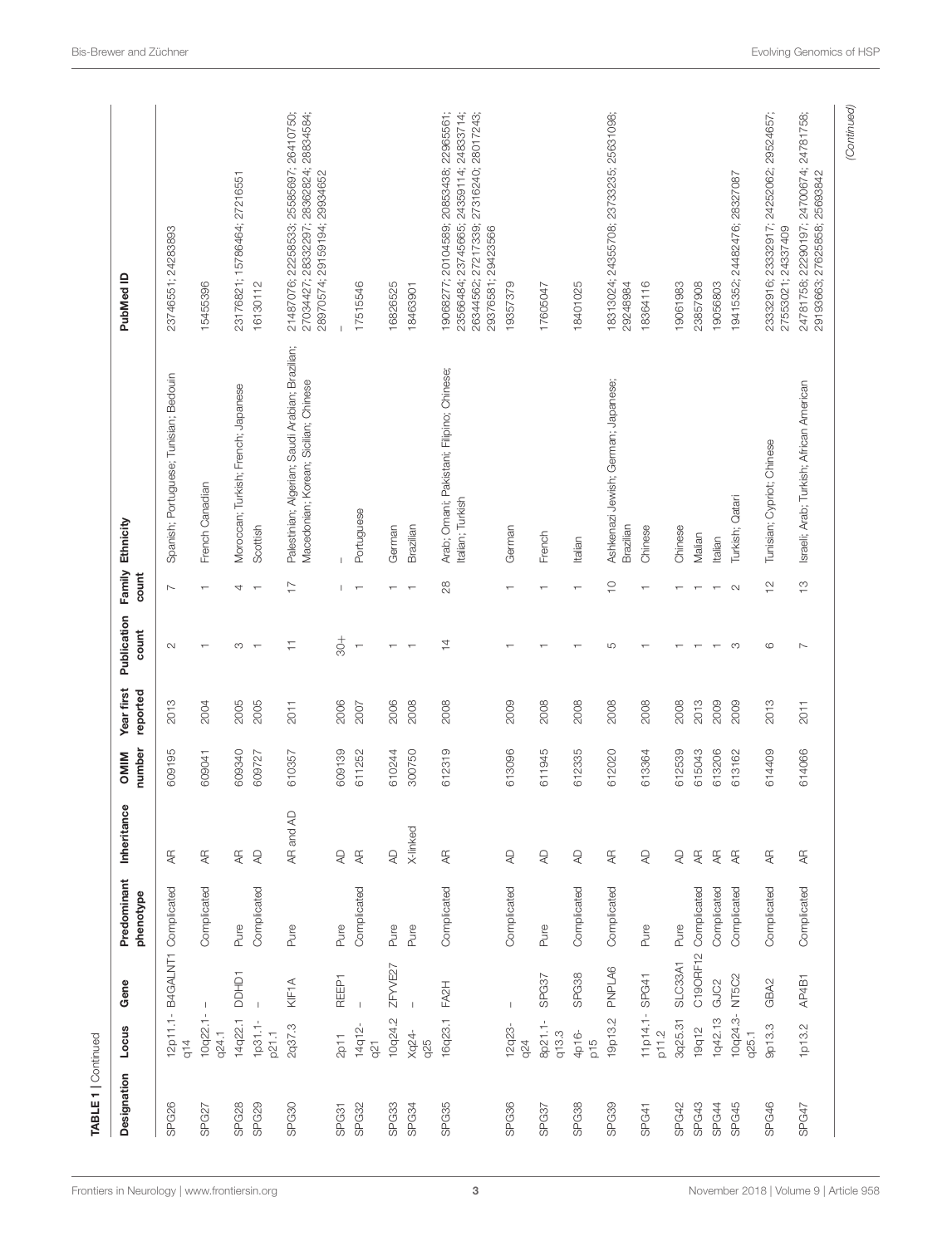**TABLE 1** | Continued

| Designation | Locus | Gene | Predominant phenotype | Inheritance | OMIM number | Year first reported | Publication count | Family count | Ethnicity | PubMed ID |
|---|---|---|---|---|---|---|---|---|---|---|
| SPG26 | 12p11.1-q14 | B4GALNT1 | Complicated | AR | 609195 | 2013 | 2 | 7 | Spanish; Portuguese; Tunisian; Bedouin | 23746551; 24283893 |
| SPG27 | 10q22.1-q24.1 | – | Complicated | AR | 609041 | 2004 | 1 | 1 | French Canadian | 15455396 |
| SPG28 | 14q22.1 | DDHD1 | Pure | AR | 609340 | 2005 | 3 | 4 | Moroccan; Turkish; French; Japanese | 23176821; 15786464; 27216551 |
| SPG29 | 1p31.1-p21.1 | – | Complicated | AD | 609727 | 2005 | 1 | 1 | Scottish | 16130112 |
| SPG30 | 2q37.3 | KIF1A | Pure | AR and AD | 610357 | 2011 | 11 | 17 | Palestinian; Algerian; Saudi Arabian; Brazilian; Macedonian; Korean; Sicilian; Chinese | 21487076; 22258533; 25585697; 26410750; 27034427; 28332297; 28362824; 28834584; 28970574; 29159194; 29934652 |
| SPG31 | 2p11 | REEP1 | Pure | AD | 609139 | 2006 | 30+ | – | – | – |
| SPG32 | 14q12-q21 | – | Complicated | AR | 611252 | 2007 | 1 | 1 | Portuguese | 17515546 |
| SPG33 | 10q24.2 | ZFYVE27 | Pure | AD | 610244 | 2006 | 1 | 1 | German | 16826525 |
| SPG34 | Xq24-q25 | – | Pure | X-linked | 300750 | 2008 | 1 | 1 | Brazilian | 18463901 |
| SPG35 | 16q23.1 | FA2H | Complicated | AR | 612319 | 2008 | 14 | 28 | Arab; Omani; Pakistani; Filipino; Chinese; Italian; Turkish | 19068277; 20104589; 20853438; 22965561; 23566484; 23745665; 24359114; 24833714; 26344562; 27217339; 27316240; 28017243; 29376581; 29423566 |
| SPG36 | 12q23-q24 | – | Complicated | AD | 613096 | 2009 | 1 | 1 | German | 19357379 |
| SPG37 | 8p21.1-q13.3 | SPG37 | Pure | AD | 611945 | 2008 | 1 | 1 | French | 17605047 |
| SPG38 | 4p16-p15 | SPG38 | Complicated | AD | 612335 | 2008 | 1 | 1 | Italian | 18401025 |
| SPG39 | 19p13.2 | PNPLA6 | Complicated | AR | 612020 | 2008 | 5 | 10 | Ashkenazi Jewish; German; Japanese; Brazilian | 18313024; 24355708; 23733235; 25631098; 29248984 |
| SPG41 | 11p14.1-p11.2 | SPG41 | Pure | AD | 613364 | 2008 | 1 | 1 | Chinese | 18364116 |
| SPG42 | 3q25.31 | SLC33A1 | Pure | AD | 612539 | 2008 | 1 | 1 | Chinese | 19061983 |
| SPG43 | 19q12 | C19ORF12 | Complicated | AR | 615043 | 2013 | 1 | 1 | Malian | 23857908 |
| SPG44 | 1q42.13 | GJC2 | Complicated | AR | 613206 | 2009 | 1 | 1 | Italian | 19056803 |
| SPG45 | 10q24.3-q25.1 | NT5C2 | Complicated | AR | 613162 | 2009 | 3 | 2 | Turkish; Qatari | 19415352; 24482476; 28327087 |
| SPG46 | 9p13.3 | GBA2 | Complicated | AR | 614409 | 2013 | 6 | 12 | Tunisian; Cypriot; Chinese | 23332916; 23332917; 24252062; 29524657; 27553021; 24337409 |
| SPG47 | 1p13.2 | AP4B1 | Complicated | AR | 614066 | 2011 | 7 | 13 | Israeli; Arab; Turkish; African American | 24781758; 22290197; 24700674; 24781758; 29193663; 27625858; 25693842 |

(Continued)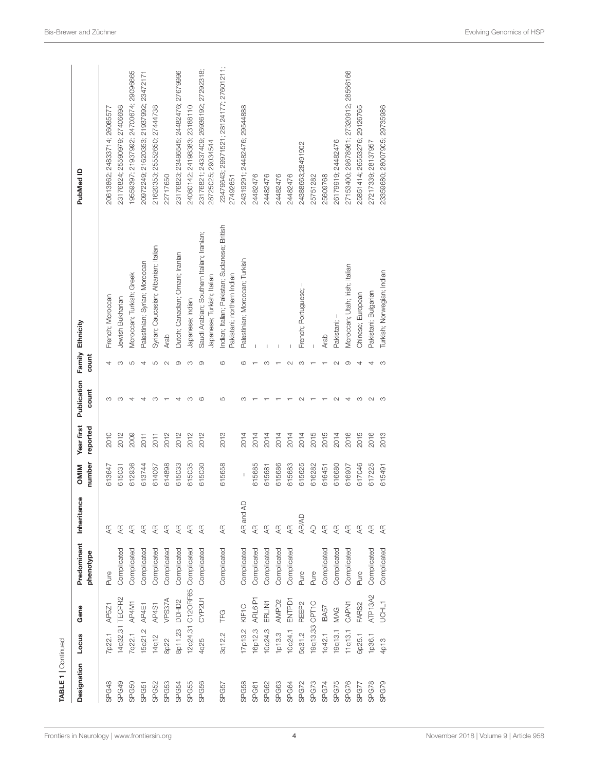**TABLE 1** | Continued

| Designation | Locus | Gene | Predominant phenotype | Inheritance | OMIM number | Year first reported | Publication count | Family count | Ethnicity | PubMed ID |
|---|---|---|---|---|---|---|---|---|---|---|
| SPG48 | 7p22.1 | AP5Z1 | Pure | AR | 613647 | 2010 | 3 | 4 | French; Moroccan | 20613862; 24833714; 26085577 |
| SPG49 | 14q32.31 | TECPR2 | Complicated | AR | 615031 | 2012 | 3 | 3 | Jewish Bukharian | 23176824; 25590979; 27406698 |
| SPG50 | 7q22.1 | AP4M1 | Complicated | AR | 612936 | 2009 | 4 | 5 | Moroccan; Turkish; Greek | 19559397; 21937992; 24700674; 29096665 |
| SPG51 | 15q21.2 | AP4E1 | Complicated | AR | 613744 | 2011 | 4 | 4 | Palestinian; Syrian; Moroccan | 20972249; 21620353; 21937992; 23472171 |
| SPG52 | 14q12 | AP4S1 | Complicated | AR | 614067 | 2011 | 3 | 5 | Syrian; Caucasian; Albanian; Italian | 21620353; 25552650; 27444738 |
| SPG53 | 8p22 | VPS37A | Complicated | AR | 614898 | 2012 | 1 | 2 | Arab | 22717650 |
| SPG54 | 8p11.23 | DDHD2 | Complicated | AR | 615033 | 2012 | 4 | 9 | Dutch; Canadian; Omani; Iranian | 23176823; 23486545; 24482476; 27679996 |
| SPG55 | 12q24.31 | C12ORF65 | Complicated | AR | 615035 | 2012 | 3 | 3 | Japanese; Indian | 24080142; 24198383; 23188110 |
| SPG56 | 4q25 | CYP2U1 | Complicated | AR | 615030 | 2012 | 6 | 9 | Saudi Arabian; Southern Italian; Iranian; Japanese; Turkish; Italian | 23176821; 24337409; 26936192; 27292318; 28725025; 29034544 |
| SPG57 | 3q12.2 | TFG | Complicated | AR | 615658 | 2013 | 5 | 6 | Indian; Italian; Pakistan; Sudanese; British Pakistani; northern Indian | 23479643; 29971521; 28124177; 27601211; 27492651 |
| SPG58 | 17p13.2 | KIF1C | Complicated | AR and AD | – | 2014 | 3 | 6 | Palestinian; Moroccan; Turkish | 24319291; 24482476; 29544888 |
| SPG61 | 16p12.3 | ARL6IP1 | Complicated | AR | 615685 | 2014 | 1 | 1 | – | 24482476 |
| SPG62 | 10q24.3 | ERLIN1 | Complicated | AR | 615681 | 2014 | 1 | 3 | – | 24482476 |
| SPG63 | 1p13.3 | AMPD2 | Complicated | AR | 615686 | 2014 | 1 | 1 | – | 24482476 |
| SPG64 | 10q24.1 | ENTPD1 | Complicated | AR | 615683 | 2014 | 1 | 2 | – | 24482476 |
| SPG72 | 5q31.2 | REEP2 | Pure | AR/AD | 615625 | 2014 | 2 | 3 | French; Portuguese; – | 24388663;28491902 |
| SPG73 | 19q13.33 | CPT1C | Pure | AD | 616282 | 2015 | 1 | 1 | – | 25751282 |
| SPG74 | 1q42.1 | IBA57 | Complicated | AR | 616451 | 2015 | 1 | 1 | Arab | 25609768 |
| SPG75 | 19q13.1 | MAG | Complicated | AR | 616680 | 2014 | 2 | 2 | Pakistani; – | 26179919; 24482476 |
| SPG76 | 11q13.1 | CAPN1 | Complicated | AR | 616907 | 2016 | 4 | 9 | Moroccan; Utah; Irish; Italian | 27153400; 29678961; 27320912; 28566166 |
| SPG77 | 6p25.1 | FARS2 | Pure | AR | 617046 | 2015 | 3 | 4 | Chinese; European | 25851414; 26553276; 29126765 |
| SPG78 | 1p36.1 | ATP13A2 | Complicated | AR | 617225 | 2016 | 2 | 4 | Pakistani; Bulgarian | 27217339; 28137957 |
| SPG79 | 4p13 | UCHL1 | Complicated | AR | 615491 | 2013 | 3 | 3 | Turkish; Norwegian; Indian | 23359680; 28007905; 29735986 |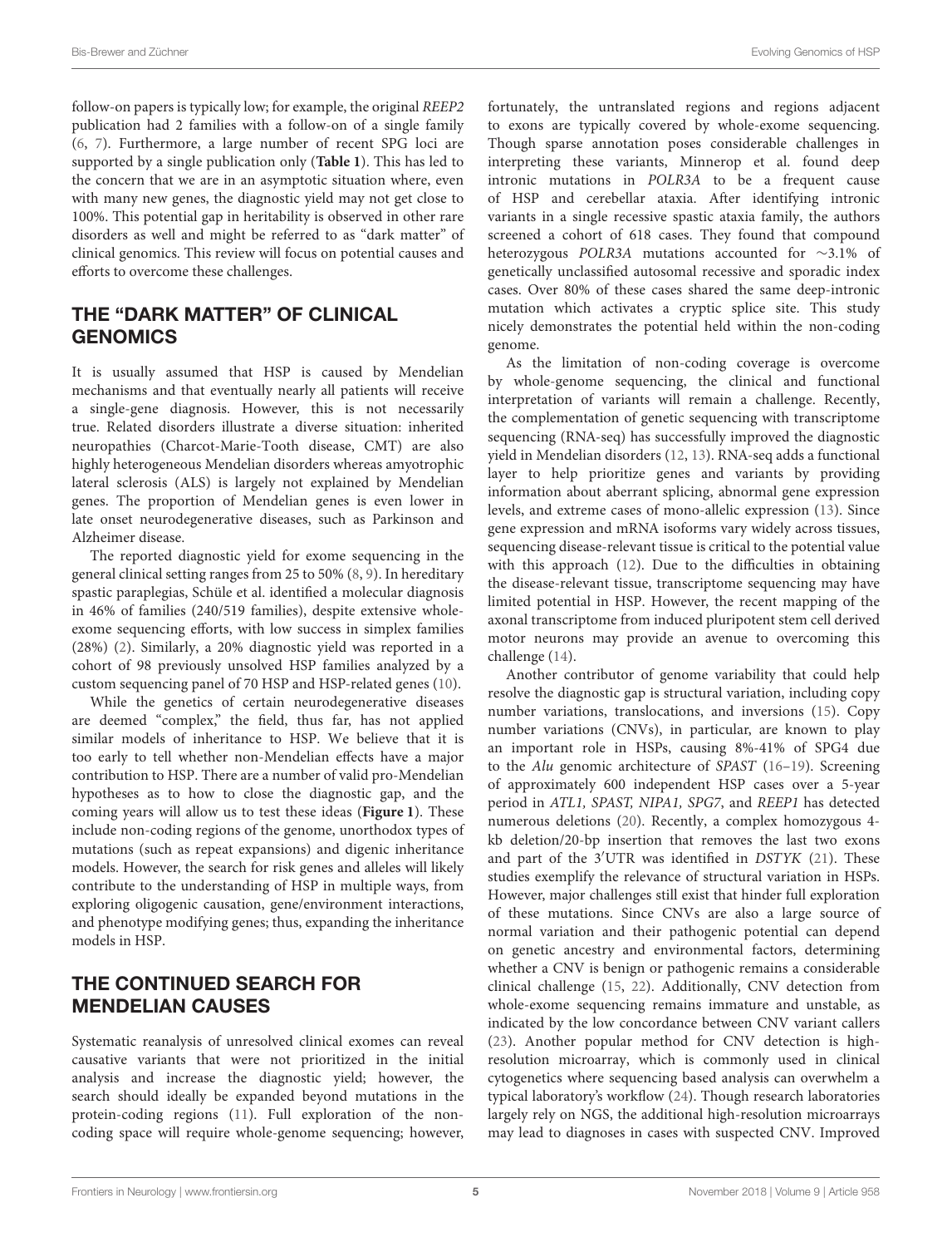follow-on papers is typically low; for example, the original *REEP2* publication had 2 families with a follow-on of a single family (6, 7). Furthermore, a large number of recent SPG loci are supported by a single publication only (**Table 1**). This has led to the concern that we are in an asymptotic situation where, even with many new genes, the diagnostic yield may not get close to 100%. This potential gap in heritability is observed in other rare disorders as well and might be referred to as "dark matter" of clinical genomics. This review will focus on potential causes and efforts to overcome these challenges.

## THE "DARK MATTER" OF CLINICAL GENOMICS

It is usually assumed that HSP is caused by Mendelian mechanisms and that eventually nearly all patients will receive a single-gene diagnosis. However, this is not necessarily true. Related disorders illustrate a diverse situation: inherited neuropathies (Charcot-Marie-Tooth disease, CMT) are also highly heterogeneous Mendelian disorders whereas amyotrophic lateral sclerosis (ALS) is largely not explained by Mendelian genes. The proportion of Mendelian genes is even lower in late onset neurodegenerative diseases, such as Parkinson and Alzheimer disease.

The reported diagnostic yield for exome sequencing in the general clinical setting ranges from 25 to 50% (8, 9). In hereditary spastic paraplegias, Schüle et al. identified a molecular diagnosis in 46% of families (240/519 families), despite extensive whole-exome sequencing efforts, with low success in simplex families (28%) (2). Similarly, a 20% diagnostic yield was reported in a cohort of 98 previously unsolved HSP families analyzed by a custom sequencing panel of 70 HSP and HSP-related genes (10).

While the genetics of certain neurodegenerative diseases are deemed "complex," the field, thus far, has not applied similar models of inheritance to HSP. We believe that it is too early to tell whether non-Mendelian effects have a major contribution to HSP. There are a number of valid pro-Mendelian hypotheses as to how to close the diagnostic gap, and the coming years will allow us to test these ideas (**Figure 1**). These include non-coding regions of the genome, unorthodox types of mutations (such as repeat expansions) and digenic inheritance models. However, the search for risk genes and alleles will likely contribute to the understanding of HSP in multiple ways, from exploring oligogenic causation, gene/environment interactions, and phenotype modifying genes; thus, expanding the inheritance models in HSP.

## THE CONTINUED SEARCH FOR MENDELIAN CAUSES

Systematic reanalysis of unresolved clinical exomes can reveal causative variants that were not prioritized in the initial analysis and increase the diagnostic yield; however, the search should ideally be expanded beyond mutations in the protein-coding regions (11). Full exploration of the non-coding space will require whole-genome sequencing; however, fortunately, the untranslated regions and regions adjacent to exons are typically covered by whole-exome sequencing. Though sparse annotation poses considerable challenges in interpreting these variants, Minnerop et al. found deep intronic mutations in *POLR3A* to be a frequent cause of HSP and cerebellar ataxia. After identifying intronic variants in a single recessive spastic ataxia family, the authors screened a cohort of 618 cases. They found that compound heterozygous *POLR3A* mutations accounted for ∼3.1% of genetically unclassified autosomal recessive and sporadic index cases. Over 80% of these cases shared the same deep-intronic mutation which activates a cryptic splice site. This study nicely demonstrates the potential held within the non-coding genome.

As the limitation of non-coding coverage is overcome by whole-genome sequencing, the clinical and functional interpretation of variants will remain a challenge. Recently, the complementation of genetic sequencing with transcriptome sequencing (RNA-seq) has successfully improved the diagnostic yield in Mendelian disorders (12, 13). RNA-seq adds a functional layer to help prioritize genes and variants by providing information about aberrant splicing, abnormal gene expression levels, and extreme cases of mono-allelic expression (13). Since gene expression and mRNA isoforms vary widely across tissues, sequencing disease-relevant tissue is critical to the potential value with this approach (12). Due to the difficulties in obtaining the disease-relevant tissue, transcriptome sequencing may have limited potential in HSP. However, the recent mapping of the axonal transcriptome from induced pluripotent stem cell derived motor neurons may provide an avenue to overcoming this challenge (14).

Another contributor of genome variability that could help resolve the diagnostic gap is structural variation, including copy number variations, translocations, and inversions (15). Copy number variations (CNVs), in particular, are known to play an important role in HSPs, causing 8%-41% of SPG4 due to the *Alu* genomic architecture of *SPAST* (16–19). Screening of approximately 600 independent HSP cases over a 5-year period in *ATL1, SPAST, NIPA1, SPG7*, and *REEP1* has detected numerous deletions (20). Recently, a complex homozygous 4-kb deletion/20-bp insertion that removes the last two exons and part of the 3′UTR was identified in *DSTYK* (21). These studies exemplify the relevance of structural variation in HSPs. However, major challenges still exist that hinder full exploration of these mutations. Since CNVs are also a large source of normal variation and their pathogenic potential can depend on genetic ancestry and environmental factors, determining whether a CNV is benign or pathogenic remains a considerable clinical challenge (15, 22). Additionally, CNV detection from whole-exome sequencing remains immature and unstable, as indicated by the low concordance between CNV variant callers (23). Another popular method for CNV detection is high-resolution microarray, which is commonly used in clinical cytogenetics where sequencing based analysis can overwhelm a typical laboratory's workflow (24). Though research laboratories largely rely on NGS, the additional high-resolution microarrays may lead to diagnoses in cases with suspected CNV. Improved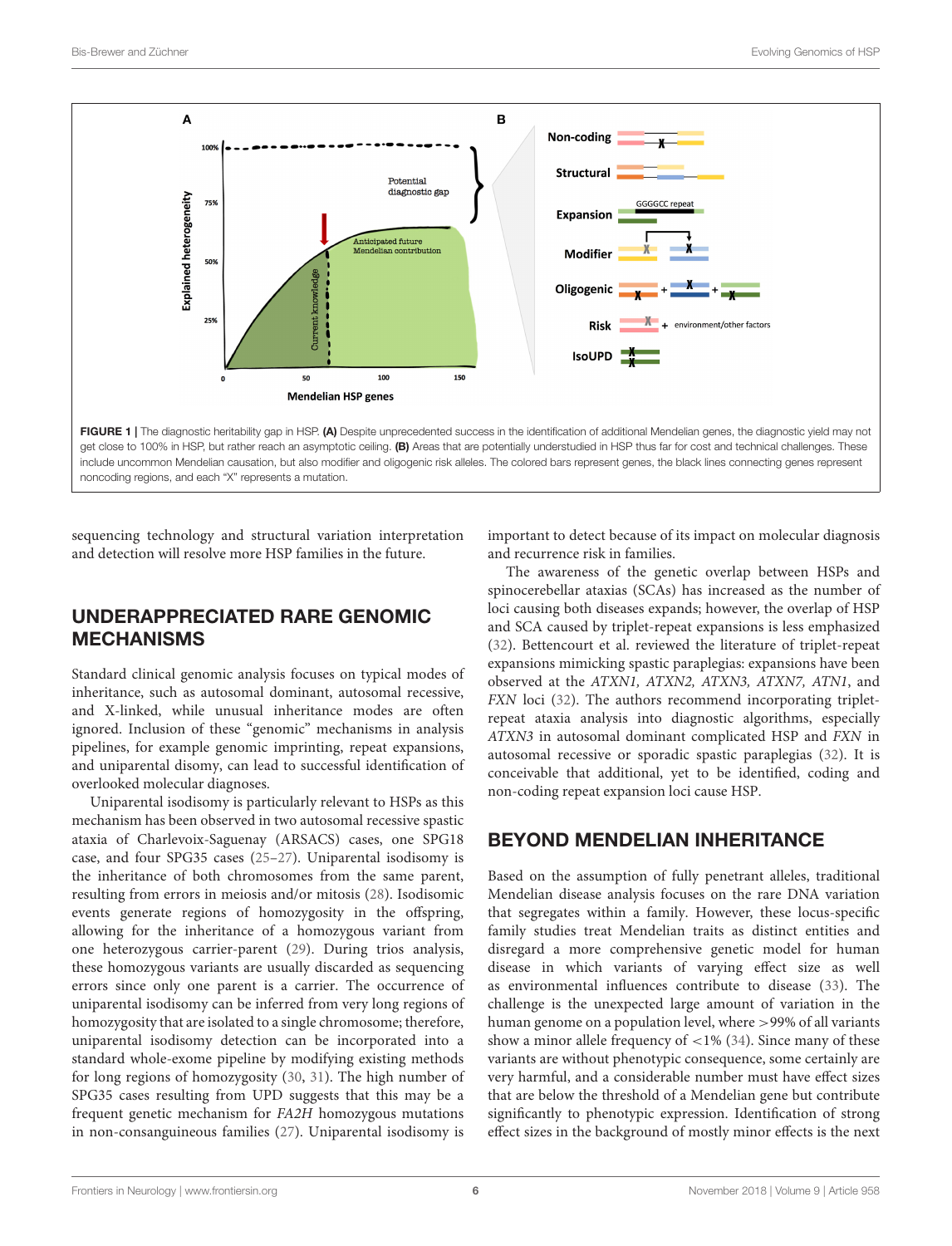**FIGURE 1 |** The diagnostic heritability gap in HSP. **(A)** Despite unprecedented success in the identification of additional Mendelian genes, the diagnostic yield may not get close to 100% in HSP, but rather reach an asymptotic ceiling. **(B)** Areas that are potentially understudied in HSP thus far for cost and technical challenges. These include uncommon Mendelian causation, but also modifier and oligogenic risk alleles. The colored bars represent genes, the black lines connecting genes represent noncoding regions, and each "X" represents a mutation.

sequencing technology and structural variation interpretation and detection will resolve more HSP families in the future.

## UNDERAPPRECIATED RARE GENOMIC MECHANISMS

Standard clinical genomic analysis focuses on typical modes of inheritance, such as autosomal dominant, autosomal recessive, and X-linked, while unusual inheritance modes are often ignored. Inclusion of these "genomic" mechanisms in analysis pipelines, for example genomic imprinting, repeat expansions, and uniparental disomy, can lead to successful identification of overlooked molecular diagnoses.

Uniparental isodisomy is particularly relevant to HSPs as this mechanism has been observed in two autosomal recessive spastic ataxia of Charlevoix-Saguenay (ARSACS) cases, one SPG18 case, and four SPG35 cases (25–27). Uniparental isodisomy is the inheritance of both chromosomes from the same parent, resulting from errors in meiosis and/or mitosis (28). Isodisomic events generate regions of homozygosity in the offspring, allowing for the inheritance of a homozygous variant from one heterozygous carrier-parent (29). During trios analysis, these homozygous variants are usually discarded as sequencing errors since only one parent is a carrier. The occurrence of uniparental isodisomy can be inferred from very long regions of homozygosity that are isolated to a single chromosome; therefore, uniparental isodisomy detection can be incorporated into a standard whole-exome pipeline by modifying existing methods for long regions of homozygosity (30, 31). The high number of SPG35 cases resulting from UPD suggests that this may be a frequent genetic mechanism for *FA2H* homozygous mutations in non-consanguineous families (27). Uniparental isodisomy is important to detect because of its impact on molecular diagnosis and recurrence risk in families.

The awareness of the genetic overlap between HSPs and spinocerebellar ataxias (SCAs) has increased as the number of loci causing both diseases expands; however, the overlap of HSP and SCA caused by triplet-repeat expansions is less emphasized (32). Bettencourt et al. reviewed the literature of triplet-repeat expansions mimicking spastic paraplegias: expansions have been observed at the *ATXN1, ATXN2, ATXN3, ATXN7, ATN1*, and *FXN* loci (32). The authors recommend incorporating triplet-repeat ataxia analysis into diagnostic algorithms, especially *ATXN3* in autosomal dominant complicated HSP and *FXN* in autosomal recessive or sporadic spastic paraplegias (32). It is conceivable that additional, yet to be identified, coding and non-coding repeat expansion loci cause HSP.

## BEYOND MENDELIAN INHERITANCE

Based on the assumption of fully penetrant alleles, traditional Mendelian disease analysis focuses on the rare DNA variation that segregates within a family. However, these locus-specific family studies treat Mendelian traits as distinct entities and disregard a more comprehensive genetic model for human disease in which variants of varying effect size as well as environmental influences contribute to disease (33). The challenge is the unexpected large amount of variation in the human genome on a population level, where >99% of all variants show a minor allele frequency of <1% (34). Since many of these variants are without phenotypic consequence, some certainly are very harmful, and a considerable number must have effect sizes that are below the threshold of a Mendelian gene but contribute significantly to phenotypic expression. Identification of strong effect sizes in the background of mostly minor effects is the next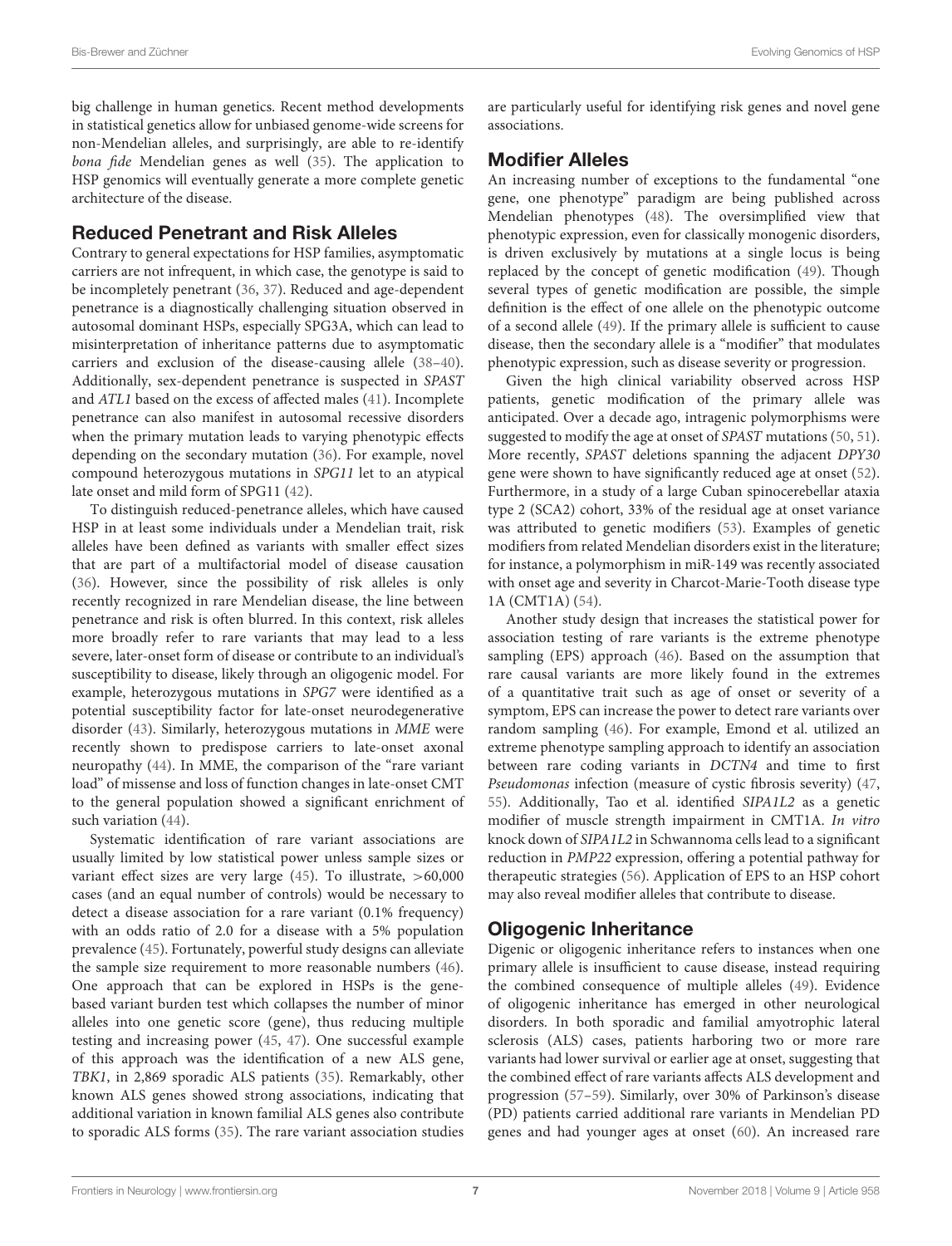big challenge in human genetics. Recent method developments in statistical genetics allow for unbiased genome-wide screens for non-Mendelian alleles, and surprisingly, are able to re-identify *bona fide* Mendelian genes as well (35). The application to HSP genomics will eventually generate a more complete genetic architecture of the disease.

## Reduced Penetrant and Risk Alleles

Contrary to general expectations for HSP families, asymptomatic carriers are not infrequent, in which case, the genotype is said to be incompletely penetrant (36, 37). Reduced and age-dependent penetrance is a diagnostically challenging situation observed in autosomal dominant HSPs, especially SPG3A, which can lead to misinterpretation of inheritance patterns due to asymptomatic carriers and exclusion of the disease-causing allele (38–40). Additionally, sex-dependent penetrance is suspected in *SPAST* and *ATL1* based on the excess of affected males (41). Incomplete penetrance can also manifest in autosomal recessive disorders when the primary mutation leads to varying phenotypic effects depending on the secondary mutation (36). For example, novel compound heterozygous mutations in *SPG11* let to an atypical late onset and mild form of SPG11 (42).

To distinguish reduced-penetrance alleles, which have caused HSP in at least some individuals under a Mendelian trait, risk alleles have been defined as variants with smaller effect sizes that are part of a multifactorial model of disease causation (36). However, since the possibility of risk alleles is only recently recognized in rare Mendelian disease, the line between penetrance and risk is often blurred. In this context, risk alleles more broadly refer to rare variants that may lead to a less severe, later-onset form of disease or contribute to an individual's susceptibility to disease, likely through an oligogenic model. For example, heterozygous mutations in *SPG7* were identified as a potential susceptibility factor for late-onset neurodegenerative disorder (43). Similarly, heterozygous mutations in *MME* were recently shown to predispose carriers to late-onset axonal neuropathy (44). In MME, the comparison of the "rare variant load" of missense and loss of function changes in late-onset CMT to the general population showed a significant enrichment of such variation (44).

Systematic identification of rare variant associations are usually limited by low statistical power unless sample sizes or variant effect sizes are very large (45). To illustrate, >60,000 cases (and an equal number of controls) would be necessary to detect a disease association for a rare variant (0.1% frequency) with an odds ratio of 2.0 for a disease with a 5% population prevalence (45). Fortunately, powerful study designs can alleviate the sample size requirement to more reasonable numbers (46). One approach that can be explored in HSPs is the gene-based variant burden test which collapses the number of minor alleles into one genetic score (gene), thus reducing multiple testing and increasing power (45, 47). One successful example of this approach was the identification of a new ALS gene, *TBK1*, in 2,869 sporadic ALS patients (35). Remarkably, other known ALS genes showed strong associations, indicating that additional variation in known familial ALS genes also contribute to sporadic ALS forms (35). The rare variant association studies are particularly useful for identifying risk genes and novel gene associations.

## Modifier Alleles

An increasing number of exceptions to the fundamental "one gene, one phenotype" paradigm are being published across Mendelian phenotypes (48). The oversimplified view that phenotypic expression, even for classically monogenic disorders, is driven exclusively by mutations at a single locus is being replaced by the concept of genetic modification (49). Though several types of genetic modification are possible, the simple definition is the effect of one allele on the phenotypic outcome of a second allele (49). If the primary allele is sufficient to cause disease, then the secondary allele is a "modifier" that modulates phenotypic expression, such as disease severity or progression.

Given the high clinical variability observed across HSP patients, genetic modification of the primary allele was anticipated. Over a decade ago, intragenic polymorphisms were suggested to modify the age at onset of *SPAST* mutations (50, 51). More recently, *SPAST* deletions spanning the adjacent *DPY30* gene were shown to have significantly reduced age at onset (52). Furthermore, in a study of a large Cuban spinocerebellar ataxia type 2 (SCA2) cohort, 33% of the residual age at onset variance was attributed to genetic modifiers (53). Examples of genetic modifiers from related Mendelian disorders exist in the literature; for instance, a polymorphism in miR-149 was recently associated with onset age and severity in Charcot-Marie-Tooth disease type 1A (CMT1A) (54).

Another study design that increases the statistical power for association testing of rare variants is the extreme phenotype sampling (EPS) approach (46). Based on the assumption that rare causal variants are more likely found in the extremes of a quantitative trait such as age of onset or severity of a symptom, EPS can increase the power to detect rare variants over random sampling (46). For example, Emond et al. utilized an extreme phenotype sampling approach to identify an association between rare coding variants in *DCTN4* and time to first *Pseudomonas* infection (measure of cystic fibrosis severity) (47, 55). Additionally, Tao et al. identified *SIPA1L2* as a genetic modifier of muscle strength impairment in CMT1A. *In vitro* knock down of *SIPA1L2* in Schwannoma cells lead to a significant reduction in *PMP22* expression, offering a potential pathway for therapeutic strategies (56). Application of EPS to an HSP cohort may also reveal modifier alleles that contribute to disease.

## Oligogenic Inheritance

Digenic or oligogenic inheritance refers to instances when one primary allele is insufficient to cause disease, instead requiring the combined consequence of multiple alleles (49). Evidence of oligogenic inheritance has emerged in other neurological disorders. In both sporadic and familial amyotrophic lateral sclerosis (ALS) cases, patients harboring two or more rare variants had lower survival or earlier age at onset, suggesting that the combined effect of rare variants affects ALS development and progression (57–59). Similarly, over 30% of Parkinson's disease (PD) patients carried additional rare variants in Mendelian PD genes and had younger ages at onset (60). An increased rare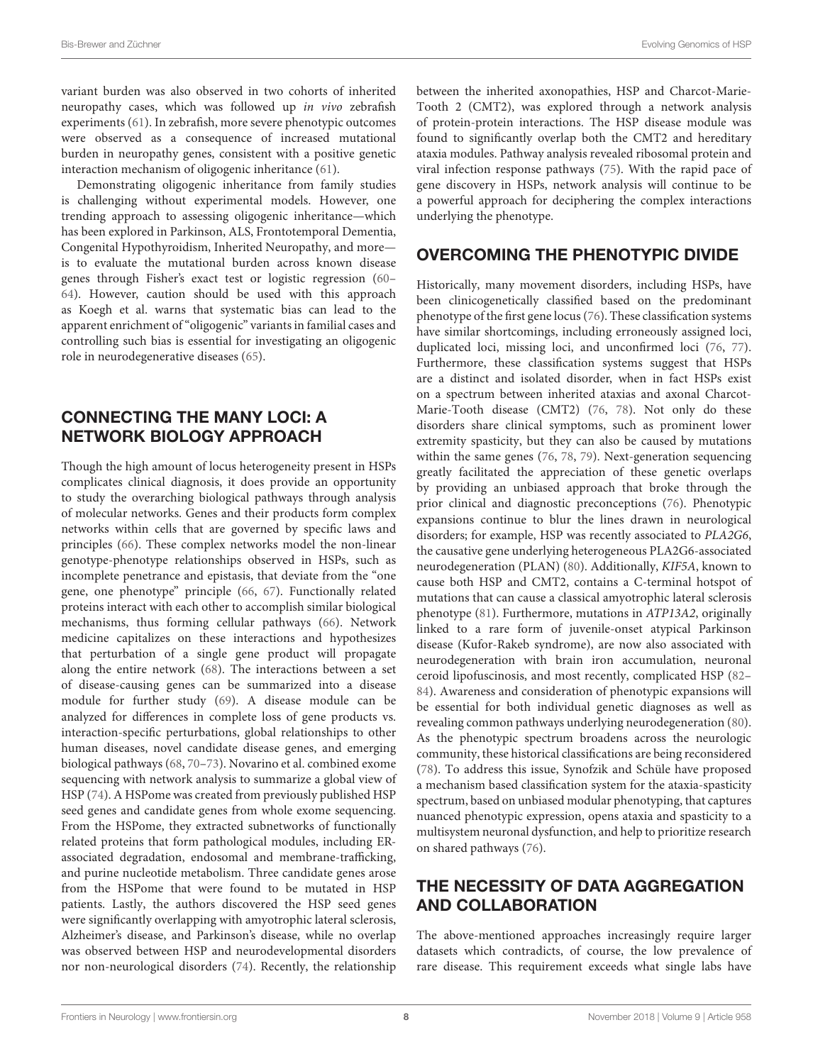variant burden was also observed in two cohorts of inherited neuropathy cases, which was followed up *in vivo* zebrafish experiments (61). In zebrafish, more severe phenotypic outcomes were observed as a consequence of increased mutational burden in neuropathy genes, consistent with a positive genetic interaction mechanism of oligogenic inheritance (61).

Demonstrating oligogenic inheritance from family studies is challenging without experimental models. However, one trending approach to assessing oligogenic inheritance—which has been explored in Parkinson, ALS, Frontotemporal Dementia, Congenital Hypothyroidism, Inherited Neuropathy, and more—is to evaluate the mutational burden across known disease genes through Fisher's exact test or logistic regression (60–64). However, caution should be used with this approach as Koegh et al. warns that systematic bias can lead to the apparent enrichment of "oligogenic" variants in familial cases and controlling such bias is essential for investigating an oligogenic role in neurodegenerative diseases (65).

## CONNECTING THE MANY LOCI: A NETWORK BIOLOGY APPROACH

Though the high amount of locus heterogeneity present in HSPs complicates clinical diagnosis, it does provide an opportunity to study the overarching biological pathways through analysis of molecular networks. Genes and their products form complex networks within cells that are governed by specific laws and principles (66). These complex networks model the non-linear genotype-phenotype relationships observed in HSPs, such as incomplete penetrance and epistasis, that deviate from the "one gene, one phenotype" principle (66, 67). Functionally related proteins interact with each other to accomplish similar biological mechanisms, thus forming cellular pathways (66). Network medicine capitalizes on these interactions and hypothesizes that perturbation of a single gene product will propagate along the entire network (68). The interactions between a set of disease-causing genes can be summarized into a disease module for further study (69). A disease module can be analyzed for differences in complete loss of gene products vs. interaction-specific perturbations, global relationships to other human diseases, novel candidate disease genes, and emerging biological pathways (68, 70–73). Novarino et al. combined exome sequencing with network analysis to summarize a global view of HSP (74). A HSPome was created from previously published HSP seed genes and candidate genes from whole exome sequencing. From the HSPome, they extracted subnetworks of functionally related proteins that form pathological modules, including ER-associated degradation, endosomal and membrane-trafficking, and purine nucleotide metabolism. Three candidate genes arose from the HSPome that were found to be mutated in HSP patients. Lastly, the authors discovered the HSP seed genes were significantly overlapping with amyotrophic lateral sclerosis, Alzheimer's disease, and Parkinson's disease, while no overlap was observed between HSP and neurodevelopmental disorders nor non-neurological disorders (74). Recently, the relationship between the inherited axonopathies, HSP and Charcot-Marie-Tooth 2 (CMT2), was explored through a network analysis of protein-protein interactions. The HSP disease module was found to significantly overlap both the CMT2 and hereditary ataxia modules. Pathway analysis revealed ribosomal protein and viral infection response pathways (75). With the rapid pace of gene discovery in HSPs, network analysis will continue to be a powerful approach for deciphering the complex interactions underlying the phenotype.

## OVERCOMING THE PHENOTYPIC DIVIDE

Historically, many movement disorders, including HSPs, have been clinicogenetically classified based on the predominant phenotype of the first gene locus (76). These classification systems have similar shortcomings, including erroneously assigned loci, duplicated loci, missing loci, and unconfirmed loci (76, 77). Furthermore, these classification systems suggest that HSPs are a distinct and isolated disorder, when in fact HSPs exist on a spectrum between inherited ataxias and axonal Charcot-Marie-Tooth disease (CMT2) (76, 78). Not only do these disorders share clinical symptoms, such as prominent lower extremity spasticity, but they can also be caused by mutations within the same genes (76, 78, 79). Next-generation sequencing greatly facilitated the appreciation of these genetic overlaps by providing an unbiased approach that broke through the prior clinical and diagnostic preconceptions (76). Phenotypic expansions continue to blur the lines drawn in neurological disorders; for example, HSP was recently associated to *PLA2G6*, the causative gene underlying heterogeneous PLA2G6-associated neurodegeneration (PLAN) (80). Additionally, *KIF5A*, known to cause both HSP and CMT2, contains a C-terminal hotspot of mutations that can cause a classical amyotrophic lateral sclerosis phenotype (81). Furthermore, mutations in *ATP13A2*, originally linked to a rare form of juvenile-onset atypical Parkinson disease (Kufor-Rakeb syndrome), are now also associated with neurodegeneration with brain iron accumulation, neuronal ceroid lipofuscinosis, and most recently, complicated HSP (82–84). Awareness and consideration of phenotypic expansions will be essential for both individual genetic diagnoses as well as revealing common pathways underlying neurodegeneration (80). As the phenotypic spectrum broadens across the neurologic community, these historical classifications are being reconsidered (78). To address this issue, Synofzik and Schüle have proposed a mechanism based classification system for the ataxia-spasticity spectrum, based on unbiased modular phenotyping, that captures nuanced phenotypic expression, opens ataxia and spasticity to a multisystem neuronal dysfunction, and help to prioritize research on shared pathways (76).

## THE NECESSITY OF DATA AGGREGATION AND COLLABORATION

The above-mentioned approaches increasingly require larger datasets which contradicts, of course, the low prevalence of rare disease. This requirement exceeds what single labs have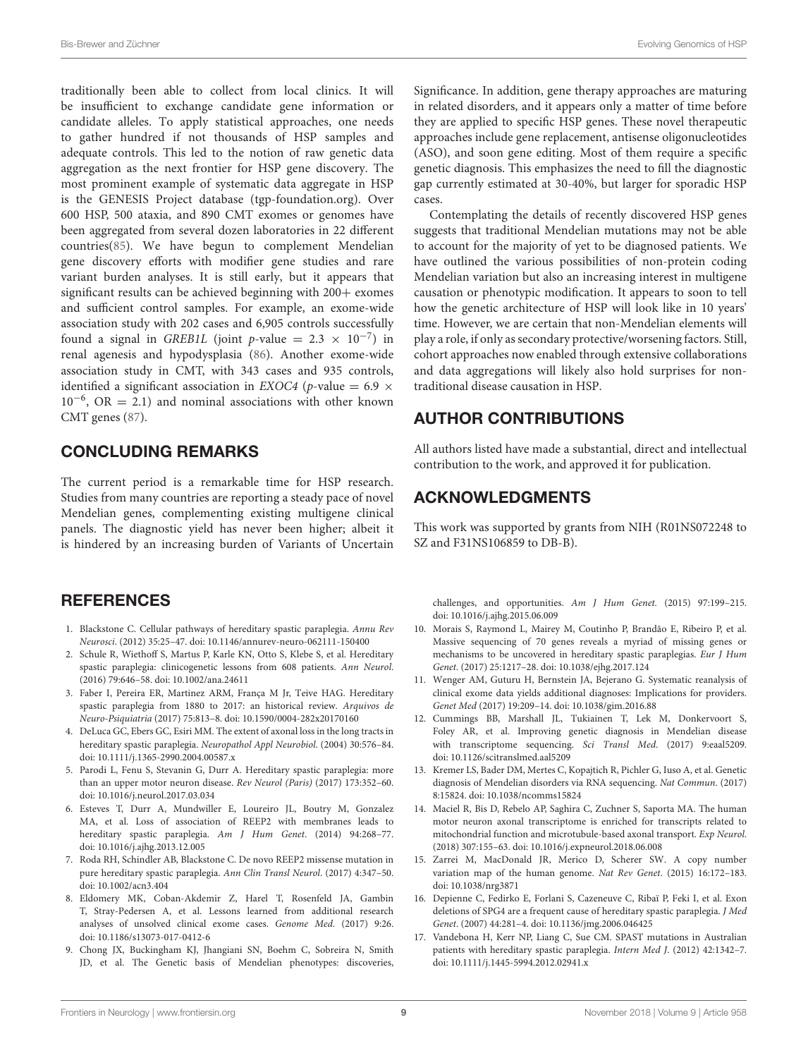traditionally been able to collect from local clinics. It will be insufficient to exchange candidate gene information or candidate alleles. To apply statistical approaches, one needs to gather hundred if not thousands of HSP samples and adequate controls. This led to the notion of raw genetic data aggregation as the next frontier for HSP gene discovery. The most prominent example of systematic data aggregate in HSP is the GENESIS Project database (tgp-foundation.org). Over 600 HSP, 500 ataxia, and 890 CMT exomes or genomes have been aggregated from several dozen laboratories in 22 different countries(85). We have begun to complement Mendelian gene discovery efforts with modifier gene studies and rare variant burden analyses. It is still early, but it appears that significant results can be achieved beginning with 200+ exomes and sufficient control samples. For example, an exome-wide association study with 202 cases and 6,905 controls successfully found a signal in *GREB1L* (joint $p$-value $= 2.3 \times 10^{-7}$) in renal agenesis and hypodysplasia (86). Another exome-wide association study in CMT, with 343 cases and 935 controls, identified a significant association in *EXOC4* ($p$-value $= 6.9 \times 10^{-6}$, OR $= 2.1$) and nominal associations with other known CMT genes (87).

## CONCLUDING REMARKS

The current period is a remarkable time for HSP research. Studies from many countries are reporting a steady pace of novel Mendelian genes, complementing existing multigene clinical panels. The diagnostic yield has never been higher; albeit it is hindered by an increasing burden of Variants of Uncertain Significance. In addition, gene therapy approaches are maturing in related disorders, and it appears only a matter of time before they are applied to specific HSP genes. These novel therapeutic approaches include gene replacement, antisense oligonucleotides (ASO), and soon gene editing. Most of them require a specific genetic diagnosis. This emphasizes the need to fill the diagnostic gap currently estimated at 30-40%, but larger for sporadic HSP cases.

Contemplating the details of recently discovered HSP genes suggests that traditional Mendelian mutations may not be able to account for the majority of yet to be diagnosed patients. We have outlined the various possibilities of non-protein coding Mendelian variation but also an increasing interest in multigene causation or phenotypic modification. It appears to soon to tell how the genetic architecture of HSP will look like in 10 years' time. However, we are certain that non-Mendelian elements will play a role, if only as secondary protective/worsening factors. Still, cohort approaches now enabled through extensive collaborations and data aggregations will likely also hold surprises for non-traditional disease causation in HSP.

## AUTHOR CONTRIBUTIONS

All authors listed have made a substantial, direct and intellectual contribution to the work, and approved it for publication.

## ACKNOWLEDGMENTS

This work was supported by grants from NIH (R01NS072248 to SZ and F31NS106859 to DB-B).

## REFERENCES

1. Blackstone C. Cellular pathways of hereditary spastic paraplegia. *Annu Rev Neurosci*. (2012) 35:25–47. doi: 10.1146/annurev-neuro-062111-150400
2. Schule R, Wiethoff S, Martus P, Karle KN, Otto S, Klebe S, et al. Hereditary spastic paraplegia: clinicogenetic lessons from 608 patients. *Ann Neurol*. (2016) 79:646–58. doi: 10.1002/ana.24611
3. Faber I, Pereira ER, Martinez ARM, França M Jr, Teive HAG. Hereditary spastic paraplegia from 1880 to 2017: an historical review. *Arquivos de Neuro-Psiquiatria* (2017) 75:813–8. doi: 10.1590/0004-282x20170160
4. DeLuca GC, Ebers GC, Esiri MM. The extent of axonal loss in the long tracts in hereditary spastic paraplegia. *Neuropathol Appl Neurobiol*. (2004) 30:576–84. doi: 10.1111/j.1365-2990.2004.00587.x
5. Parodi L, Fenu S, Stevanin G, Durr A. Hereditary spastic paraplegia: more than an upper motor neuron disease. *Rev Neurol (Paris)* (2017) 173:352–60. doi: 10.1016/j.neurol.2017.03.034
6. Esteves T, Durr A, Mundwiller E, Loureiro JL, Boutry M, Gonzalez MA, et al. Loss of association of REEP2 with membranes leads to hereditary spastic paraplegia. *Am J Hum Genet*. (2014) 94:268–77. doi: 10.1016/j.ajhg.2013.12.005
7. Roda RH, Schindler AB, Blackstone C. De novo REEP2 missense mutation in pure hereditary spastic paraplegia. *Ann Clin Transl Neurol*. (2017) 4:347–50. doi: 10.1002/acn3.404
8. Eldomery MK, Coban-Akdemir Z, Harel T, Rosenfeld JA, Gambin T, Stray-Pedersen A, et al. Lessons learned from additional research analyses of unsolved clinical exome cases. *Genome Med*. (2017) 9:26. doi: 10.1186/s13073-017-0412-6
9. Chong JX, Buckingham KJ, Jhangiani SN, Boehm C, Sobreira N, Smith JD, et al. The Genetic basis of Mendelian phenotypes: discoveries, challenges, and opportunities. *Am J Hum Genet*. (2015) 97:199–215. doi: 10.1016/j.ajhg.2015.06.009
10. Morais S, Raymond L, Mairey M, Coutinho P, Brandão E, Ribeiro P, et al. Massive sequencing of 70 genes reveals a myriad of missing genes or mechanisms to be uncovered in hereditary spastic paraplegias. *Eur J Hum Genet*. (2017) 25:1217–28. doi: 10.1038/ejhg.2017.124
11. Wenger AM, Guturu H, Bernstein JA, Bejerano G. Systematic reanalysis of clinical exome data yields additional diagnoses: Implications for providers. *Genet Med* (2017) 19:209–14. doi: 10.1038/gim.2016.88
12. Cummings BB, Marshall JL, Tukiainen T, Lek M, Donkervoort S, Foley AR, et al. Improving genetic diagnosis in Mendelian disease with transcriptome sequencing. *Sci Transl Med*. (2017) 9:eaal5209. doi: 10.1126/scitranslmed.aal5209
13. Kremer LS, Bader DM, Mertes C, Kopajtich R, Pichler G, Iuso A, et al. Genetic diagnosis of Mendelian disorders via RNA sequencing. *Nat Commun*. (2017) 8:15824. doi: 10.1038/ncomms15824
14. Maciel R, Bis D, Rebelo AP, Saghira C, Zuchner S, Saporta MA. The human motor neuron axonal transcriptome is enriched for transcripts related to mitochondrial function and microtubule-based axonal transport. *Exp Neurol*. (2018) 307:155–63. doi: 10.1016/j.expneurol.2018.06.008
15. Zarrei M, MacDonald JR, Merico D, Scherer SW. A copy number variation map of the human genome. *Nat Rev Genet*. (2015) 16:172–183. doi: 10.1038/nrg3871
16. Depienne C, Fedirko E, Forlani S, Cazeneuve C, Ribaï P, Feki I, et al. Exon deletions of SPG4 are a frequent cause of hereditary spastic paraplegia. *J Med Genet*. (2007) 44:281–4. doi: 10.1136/jmg.2006.046425
17. Vandebona H, Kerr NP, Liang C, Sue CM. SPAST mutations in Australian patients with hereditary spastic paraplegia. *Intern Med J*. (2012) 42:1342–7. doi: 10.1111/j.1445-5994.2012.02941.x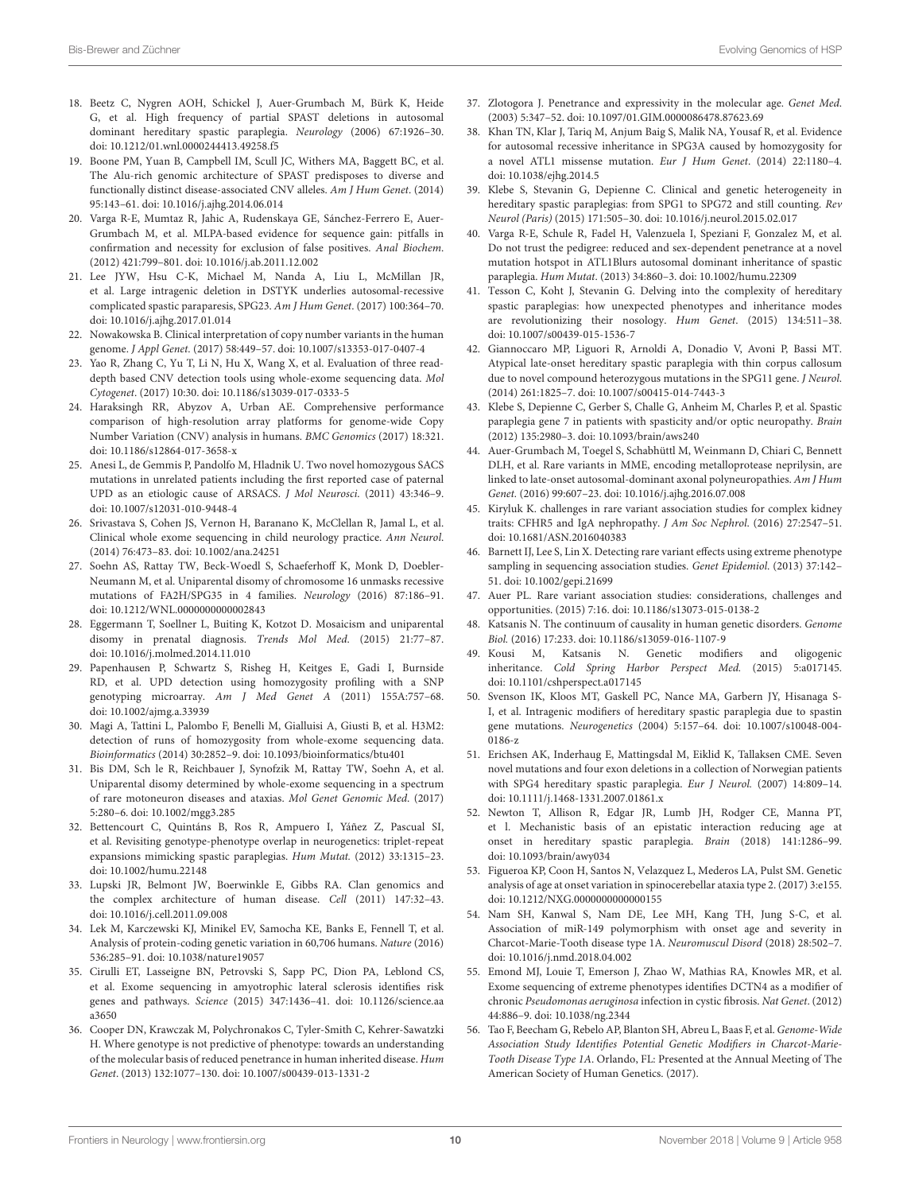18. Beetz C, Nygren AOH, Schickel J, Auer-Grumbach M, Bürk K, Heide G, et al. High frequency of partial SPAST deletions in autosomal dominant hereditary spastic paraplegia. *Neurology* (2006) 67:1926–30. doi: 10.1212/01.wnl.0000244413.49258.f5
19. Boone PM, Yuan B, Campbell IM, Scull JC, Withers MA, Baggett BC, et al. The Alu-rich genomic architecture of SPAST predisposes to diverse and functionally distinct disease-associated CNV alleles. *Am J Hum Genet*. (2014) 95:143–61. doi: 10.1016/j.ajhg.2014.06.014
20. Varga R-E, Mumtaz R, Jahic A, Rudenskaya GE, Sánchez-Ferrero E, Auer-Grumbach M, et al. MLPA-based evidence for sequence gain: pitfalls in confirmation and necessity for exclusion of false positives. *Anal Biochem*. (2012) 421:799–801. doi: 10.1016/j.ab.2011.12.002
21. Lee JYW, Hsu C-K, Michael M, Nanda A, Liu L, McMillan JR, et al. Large intragenic deletion in DSTYK underlies autosomal-recessive complicated spastic paraparesis, SPG23. *Am J Hum Genet*. (2017) 100:364–70. doi: 10.1016/j.ajhg.2017.01.014
22. Nowakowska B. Clinical interpretation of copy number variants in the human genome. *J Appl Genet*. (2017) 58:449–57. doi: 10.1007/s13353-017-0407-4
23. Yao R, Zhang C, Yu T, Li N, Hu X, Wang X, et al. Evaluation of three read-depth based CNV detection tools using whole-exome sequencing data. *Mol Cytogenet*. (2017) 10:30. doi: 10.1186/s13039-017-0333-5
24. Haraksingh RR, Abyzov A, Urban AE. Comprehensive performance comparison of high-resolution array platforms for genome-wide Copy Number Variation (CNV) analysis in humans. *BMC Genomics* (2017) 18:321. doi: 10.1186/s12864-017-3658-x
25. Anesi L, de Gemmis P, Pandolfo M, Hladnik U. Two novel homozygous SACS mutations in unrelated patients including the first reported case of paternal UPD as an etiologic cause of ARSACS. *J Mol Neurosci*. (2011) 43:346–9. doi: 10.1007/s12031-010-9448-4
26. Srivastava S, Cohen JS, Vernon H, Baranano K, McClellan R, Jamal L, et al. Clinical whole exome sequencing in child neurology practice. *Ann Neurol*. (2014) 76:473–83. doi: 10.1002/ana.24251
27. Soehn AS, Rattay TW, Beck-Woedl S, Schaeferhoff K, Monk D, Doebler-Neumann M, et al. Uniparental disomy of chromosome 16 unmasks recessive mutations of FA2H/SPG35 in 4 families. *Neurology* (2016) 87:186–91. doi: 10.1212/WNL.0000000000002843
28. Eggermann T, Soellner L, Buiting K, Kotzot D. Mosaicism and uniparental disomy in prenatal diagnosis. *Trends Mol Med*. (2015) 21:77–87. doi: 10.1016/j.molmed.2014.11.010
29. Papenhausen P, Schwartz S, Risheg H, Keitges E, Gadi I, Burnside RD, et al. UPD detection using homozygosity profiling with a SNP genotyping microarray. *Am J Med Genet A* (2011) 155A:757–68. doi: 10.1002/ajmg.a.33939
30. Magi A, Tattini L, Palombo F, Benelli M, Gialluisi A, Giusti B, et al. H3M2: detection of runs of homozygosity from whole-exome sequencing data. *Bioinformatics* (2014) 30:2852–9. doi: 10.1093/bioinformatics/btu401
31. Bis DM, Sch le R, Reichbauer J, Synofzik M, Rattay TW, Soehn A, et al. Uniparental disomy determined by whole-exome sequencing in a spectrum of rare motoneuron diseases and ataxias. *Mol Genet Genomic Med*. (2017) 5:280–6. doi: 10.1002/mgg3.285
32. Bettencourt C, Quintáns B, Ros R, Ampuero I, Yáñez Z, Pascual SI, et al. Revisiting genotype-phenotype overlap in neurogenetics: triplet-repeat expansions mimicking spastic paraplegias. *Hum Mutat*. (2012) 33:1315–23. doi: 10.1002/humu.22148
33. Lupski JR, Belmont JW, Boerwinkle E, Gibbs RA. Clan genomics and the complex architecture of human disease. *Cell* (2011) 147:32–43. doi: 10.1016/j.cell.2011.09.008
34. Lek M, Karczewski KJ, Minikel EV, Samocha KE, Banks E, Fennell T, et al. Analysis of protein-coding genetic variation in 60,706 humans. *Nature* (2016) 536:285–91. doi: 10.1038/nature19057
35. Cirulli ET, Lasseigne BN, Petrovski S, Sapp PC, Dion PA, Leblond CS, et al. Exome sequencing in amyotrophic lateral sclerosis identifies risk genes and pathways. *Science* (2015) 347:1436–41. doi: 10.1126/science.aaa3650
36. Cooper DN, Krawczak M, Polychronakos C, Tyler-Smith C, Kehrer-Sawatzki H. Where genotype is not predictive of phenotype: towards an understanding of the molecular basis of reduced penetrance in human inherited disease. *Hum Genet*. (2013) 132:1077–130. doi: 10.1007/s00439-013-1331-2
37. Zlotogora J. Penetrance and expressivity in the molecular age. *Genet Med*. (2003) 5:347–52. doi: 10.1097/01.GIM.0000086478.87623.69
38. Khan TN, Klar J, Tariq M, Anjum Baig S, Malik NA, Yousaf R, et al. Evidence for autosomal recessive inheritance in SPG3A caused by homozygosity for a novel ATL1 missense mutation. *Eur J Hum Genet*. (2014) 22:1180–4. doi: 10.1038/ejhg.2014.5
39. Klebe S, Stevanin G, Depienne C. Clinical and genetic heterogeneity in hereditary spastic paraplegias: from SPG1 to SPG72 and still counting. *Rev Neurol (Paris)* (2015) 171:505–30. doi: 10.1016/j.neurol.2015.02.017
40. Varga R-E, Schule R, Fadel H, Valenzuela I, Speziani F, Gonzalez M, et al. Do not trust the pedigree: reduced and sex-dependent penetrance at a novel mutation hotspot in ATL1Blurs autosomal dominant inheritance of spastic paraplegia. *Hum Mutat*. (2013) 34:860–3. doi: 10.1002/humu.22309
41. Tesson C, Koht J, Stevanin G. Delving into the complexity of hereditary spastic paraplegias: how unexpected phenotypes and inheritance modes are revolutionizing their nosology. *Hum Genet*. (2015) 134:511–38. doi: 10.1007/s00439-015-1536-7
42. Giannoccaro MP, Liguori R, Arnoldi A, Donadio V, Avoni P, Bassi MT. Atypical late-onset hereditary spastic paraplegia with thin corpus callosum due to novel compound heterozygous mutations in the SPG11 gene. *J Neurol*. (2014) 261:1825–7. doi: 10.1007/s00415-014-7443-3
43. Klebe S, Depienne C, Gerber S, Challe G, Anheim M, Charles P, et al. Spastic paraplegia gene 7 in patients with spasticity and/or optic neuropathy. *Brain* (2012) 135:2980–3. doi: 10.1093/brain/aws240
44. Auer-Grumbach M, Toegel S, Schabhüttl M, Weinmann D, Chiari C, Bennett DLH, et al. Rare variants in MME, encoding metalloprotease neprilysin, are linked to late-onset autosomal-dominant axonal polyneuropathies. *Am J Hum Genet*. (2016) 99:607–23. doi: 10.1016/j.ajhg.2016.07.008
45. Kiryluk K. challenges in rare variant association studies for complex kidney traits: CFHR5 and IgA nephropathy. *J Am Soc Nephrol*. (2016) 27:2547–51. doi: 10.1681/ASN.2016040383
46. Barnett IJ, Lee S, Lin X. Detecting rare variant effects using extreme phenotype sampling in sequencing association studies. *Genet Epidemiol*. (2013) 37:142–51. doi: 10.1002/gepi.21699
47. Auer PL. Rare variant association studies: considerations, challenges and opportunities. (2015) 7:16. doi: 10.1186/s13073-015-0138-2
48. Katsanis N. The continuum of causality in human genetic disorders. *Genome Biol*. (2016) 17:233. doi: 10.1186/s13059-016-1107-9
49. Kousi M, Katsanis N. Genetic modifiers and oligogenic inheritance. *Cold Spring Harbor Perspect Med*. (2015) 5:a017145. doi: 10.1101/cshperspect.a017145
50. Svenson IK, Kloos MT, Gaskell PC, Nance MA, Garbern JY, Hisanaga S-I, et al. Intragenic modifiers of hereditary spastic paraplegia due to spastin gene mutations. *Neurogenetics* (2004) 5:157–64. doi: 10.1007/s10048-004-0186-z
51. Erichsen AK, Inderhaug E, Mattingsdal M, Eiklid K, Tallaksen CME. Seven novel mutations and four exon deletions in a collection of Norwegian patients with SPG4 hereditary spastic paraplegia. *Eur J Neurol*. (2007) 14:809–14. doi: 10.1111/j.1468-1331.2007.01861.x
52. Newton T, Allison R, Edgar JR, Lumb JH, Rodger CE, Manna PT, et l. Mechanistic basis of an epistatic interaction reducing age at onset in hereditary spastic paraplegia. *Brain* (2018) 141:1286–99. doi: 10.1093/brain/awy034
53. Figueroa KP, Coon H, Santos N, Velazquez L, Mederos LA, Pulst SM. Genetic analysis of age at onset variation in spinocerebellar ataxia type 2. (2017) 3:e155. doi: 10.1212/NXG.0000000000000155
54. Nam SH, Kanwal S, Nam DE, Lee MH, Kang TH, Jung S-C, et al. Association of miR-149 polymorphism with onset age and severity in Charcot-Marie-Tooth disease type 1A. *Neuromuscul Disord* (2018) 28:502–7. doi: 10.1016/j.nmd.2018.04.002
55. Emond MJ, Louie T, Emerson J, Zhao W, Mathias RA, Knowles MR, et al. Exome sequencing of extreme phenotypes identifies DCTN4 as a modifier of chronic *Pseudomonas aeruginosa* infection in cystic fibrosis. *Nat Genet*. (2012) 44:886–9. doi: 10.1038/ng.2344
56. Tao F, Beecham G, Rebelo AP, Blanton SH, Abreu L, Baas F, et al. *Genome-Wide Association Study Identifies Potential Genetic Modifiers in Charcot-Marie-Tooth Disease Type 1A*. Orlando, FL: Presented at the Annual Meeting of The American Society of Human Genetics. (2017).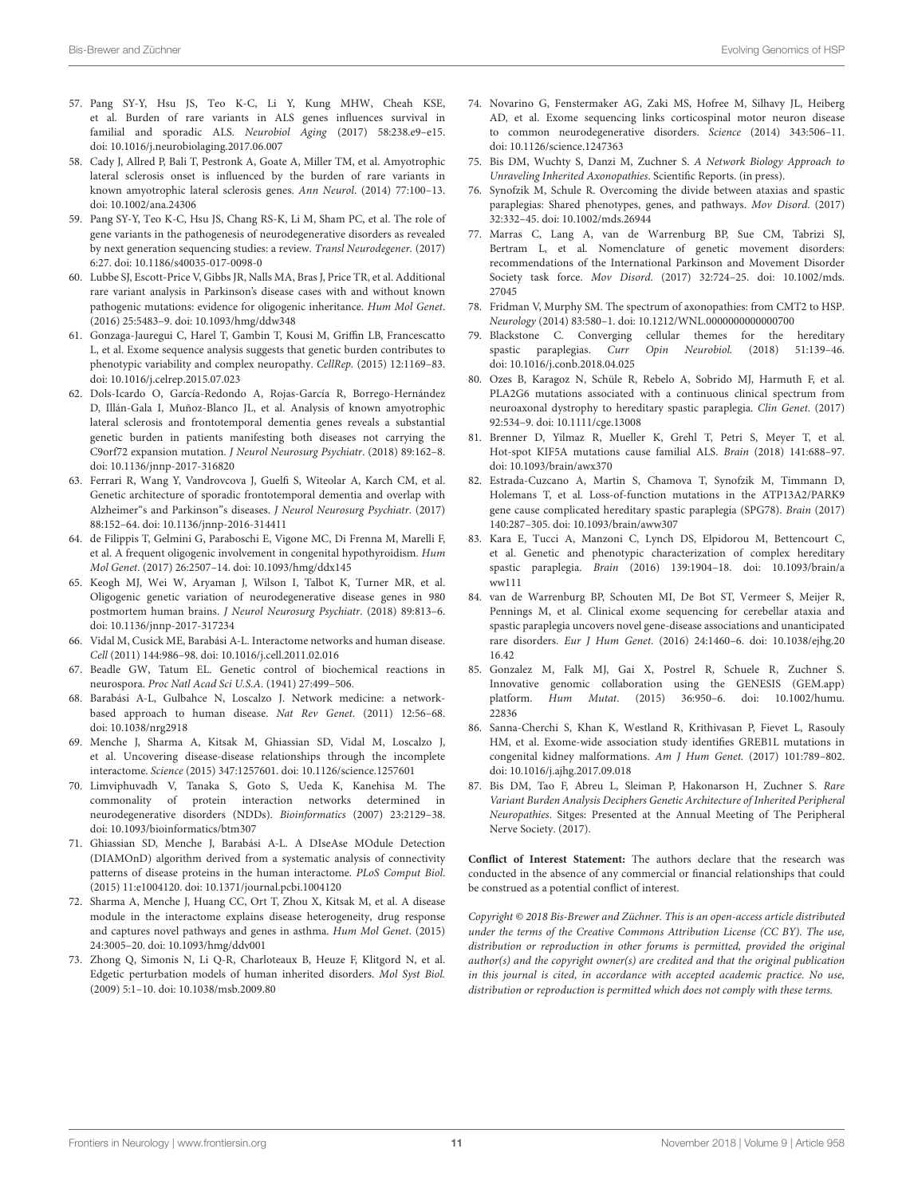57. Pang SY-Y, Hsu JS, Teo K-C, Li Y, Kung MHW, Cheah KSE, et al. Burden of rare variants in ALS genes influences survival in familial and sporadic ALS. *Neurobiol Aging* (2017) 58:238.e9–e15. doi: 10.1016/j.neurobiolaging.2017.06.007

58. Cady J, Allred P, Bali T, Pestronk A, Goate A, Miller TM, et al. Amyotrophic lateral sclerosis onset is influenced by the burden of rare variants in known amyotrophic lateral sclerosis genes. *Ann Neurol*. (2014) 77:100–13. doi: 10.1002/ana.24306

59. Pang SY-Y, Teo K-C, Hsu JS, Chang RS-K, Li M, Sham PC, et al. The role of gene variants in the pathogenesis of neurodegenerative disorders as revealed by next generation sequencing studies: a review. *Transl Neurodegener*. (2017) 6:27. doi: 10.1186/s40035-017-0098-0

60. Lubbe SJ, Escott-Price V, Gibbs JR, Nalls MA, Bras J, Price TR, et al. Additional rare variant analysis in Parkinson's disease cases with and without known pathogenic mutations: evidence for oligogenic inheritance. *Hum Mol Genet*. (2016) 25:5483–9. doi: 10.1093/hmg/ddw348

61. Gonzaga-Jauregui C, Harel T, Gambin T, Kousi M, Griffin LB, Francescatto L, et al. Exome sequence analysis suggests that genetic burden contributes to phenotypic variability and complex neuropathy. *CellRep*. (2015) 12:1169–83. doi: 10.1016/j.celrep.2015.07.023

62. Dols-Icardo O, García-Redondo A, Rojas-García R, Borrego-Hernández D, Illán-Gala I, Muñoz-Blanco JL, et al. Analysis of known amyotrophic lateral sclerosis and frontotemporal dementia genes reveals a substantial genetic burden in patients manifesting both diseases not carrying the C9orf72 expansion mutation. *J Neurol Neurosurg Psychiatr*. (2018) 89:162–8. doi: 10.1136/jnnp-2017-316820

63. Ferrari R, Wang Y, Vandrovcova J, Guelfi S, Witeolar A, Karch CM, et al. Genetic architecture of sporadic frontotemporal dementia and overlap with Alzheimer"s and Parkinson"s diseases. *J Neurol Neurosurg Psychiatr*. (2017) 88:152–64. doi: 10.1136/jnnp-2016-314411

64. de Filippis T, Gelmini G, Paraboschi E, Vigone MC, Di Frenna M, Marelli F, et al. A frequent oligogenic involvement in congenital hypothyroidism. *Hum Mol Genet*. (2017) 26:2507–14. doi: 10.1093/hmg/ddx145

65. Keogh MJ, Wei W, Aryaman J, Wilson I, Talbot K, Turner MR, et al. Oligogenic genetic variation of neurodegenerative disease genes in 980 postmortem human brains. *J Neurol Neurosurg Psychiatr*. (2018) 89:813–6. doi: 10.1136/jnnp-2017-317234

66. Vidal M, Cusick ME, Barabási A-L. Interactome networks and human disease. *Cell* (2011) 144:986–98. doi: 10.1016/j.cell.2011.02.016

67. Beadle GW, Tatum EL. Genetic control of biochemical reactions in neurospora. *Proc Natl Acad Sci U.S.A*. (1941) 27:499–506.

68. Barabási A-L, Gulbahce N, Loscalzo J. Network medicine: a network-based approach to human disease. *Nat Rev Genet*. (2011) 12:56–68. doi: 10.1038/nrg2918

69. Menche J, Sharma A, Kitsak M, Ghiassian SD, Vidal M, Loscalzo J, et al. Uncovering disease-disease relationships through the incomplete interactome. *Science* (2015) 347:1257601. doi: 10.1126/science.1257601

70. Limviphuvadh V, Tanaka S, Goto S, Ueda K, Kanehisa M. The commonality of protein interaction networks determined in neurodegenerative disorders (NDDs). *Bioinformatics* (2007) 23:2129–38. doi: 10.1093/bioinformatics/btm307

71. Ghiassian SD, Menche J, Barabási A-L. A DIseAse MOdule Detection (DIAMOnD) algorithm derived from a systematic analysis of connectivity patterns of disease proteins in the human interactome. *PLoS Comput Biol*. (2015) 11:e1004120. doi: 10.1371/journal.pcbi.1004120

72. Sharma A, Menche J, Huang CC, Ort T, Zhou X, Kitsak M, et al. A disease module in the interactome explains disease heterogeneity, drug response and captures novel pathways and genes in asthma. *Hum Mol Genet*. (2015) 24:3005–20. doi: 10.1093/hmg/ddv001

73. Zhong Q, Simonis N, Li Q-R, Charloteaux B, Heuze F, Klitgord N, et al. Edgetic perturbation models of human inherited disorders. *Mol Syst Biol*. (2009) 5:1–10. doi: 10.1038/msb.2009.80

74. Novarino G, Fenstermaker AG, Zaki MS, Hofree M, Silhavy JL, Heiberg AD, et al. Exome sequencing links corticospinal motor neuron disease to common neurodegenerative disorders. *Science* (2014) 343:506–11. doi: 10.1126/science.1247363

75. Bis DM, Wuchty S, Danzi M, Zuchner S. *A Network Biology Approach to Unraveling Inherited Axonopathies*. Scientific Reports. (in press).

76. Synofzik M, Schule R. Overcoming the divide between ataxias and spastic paraplegias: Shared phenotypes, genes, and pathways. *Mov Disord*. (2017) 32:332–45. doi: 10.1002/mds.26944

77. Marras C, Lang A, van de Warrenburg BP, Sue CM, Tabrizi SJ, Bertram L, et al. Nomenclature of genetic movement disorders: recommendations of the International Parkinson and Movement Disorder Society task force. *Mov Disord*. (2017) 32:724–25. doi: 10.1002/mds.27045

78. Fridman V, Murphy SM. The spectrum of axonopathies: from CMT2 to HSP. *Neurology* (2014) 83:580–1. doi: 10.1212/WNL.0000000000000700

79. Blackstone C. Converging cellular themes for the hereditary spastic paraplegias. *Curr Opin Neurobiol*. (2018) 51:139–46. doi: 10.1016/j.conb.2018.04.025

80. Ozes B, Karagoz N, Schüle R, Rebelo A, Sobrido MJ, Harmuth F, et al. PLA2G6 mutations associated with a continuous clinical spectrum from neuroaxonal dystrophy to hereditary spastic paraplegia. *Clin Genet*. (2017) 92:534–9. doi: 10.1111/cge.13008

81. Brenner D, Yilmaz R, Mueller K, Grehl T, Petri S, Meyer T, et al. Hot-spot KIF5A mutations cause familial ALS. *Brain* (2018) 141:688–97. doi: 10.1093/brain/awx370

82. Estrada-Cuzcano A, Martin S, Chamova T, Synofzik M, Timmann D, Holemans T, et al. Loss-of-function mutations in the ATP13A2/PARK9 gene cause complicated hereditary spastic paraplegia (SPG78). *Brain* (2017) 140:287–305. doi: 10.1093/brain/aww307

83. Kara E, Tucci A, Manzoni C, Lynch DS, Elpidorou M, Bettencourt C, et al. Genetic and phenotypic characterization of complex hereditary spastic paraplegia. *Brain* (2016) 139:1904–18. doi: 10.1093/brain/aww111

84. van de Warrenburg BP, Schouten MI, De Bot ST, Vermeer S, Meijer R, Pennings M, et al. Clinical exome sequencing for cerebellar ataxia and spastic paraplegia uncovers novel gene-disease associations and unanticipated rare disorders. *Eur J Hum Genet*. (2016) 24:1460–6. doi: 10.1038/ejhg.2016.42

85. Gonzalez M, Falk MJ, Gai X, Postrel R, Schuele R, Zuchner S. Innovative genomic collaboration using the GENESIS (GEM.app) platform. *Hum Mutat*. (2015) 36:950–6. doi: 10.1002/humu.22836

86. Sanna-Cherchi S, Khan K, Westland R, Krithivasan P, Fievet L, Rasouly HM, et al. Exome-wide association study identifies GREB1L mutations in congenital kidney malformations. *Am J Hum Genet*. (2017) 101:789–802. doi: 10.1016/j.ajhg.2017.09.018

87. Bis DM, Tao F, Abreu L, Sleiman P, Hakonarson H, Zuchner S. *Rare Variant Burden Analysis Deciphers Genetic Architecture of Inherited Peripheral Neuropathies*. Sitges: Presented at the Annual Meeting of The Peripheral Nerve Society. (2017).

**Conflict of Interest Statement:** The authors declare that the research was conducted in the absence of any commercial or financial relationships that could be construed as a potential conflict of interest.

*Copyright © 2018 Bis-Brewer and Züchner. This is an open-access article distributed under the terms of the Creative Commons Attribution License (CC BY). The use, distribution or reproduction in other forums is permitted, provided the original author(s) and the copyright owner(s) are credited and that the original publication in this journal is cited, in accordance with accepted academic practice. No use, distribution or reproduction is permitted which does not comply with these terms.*